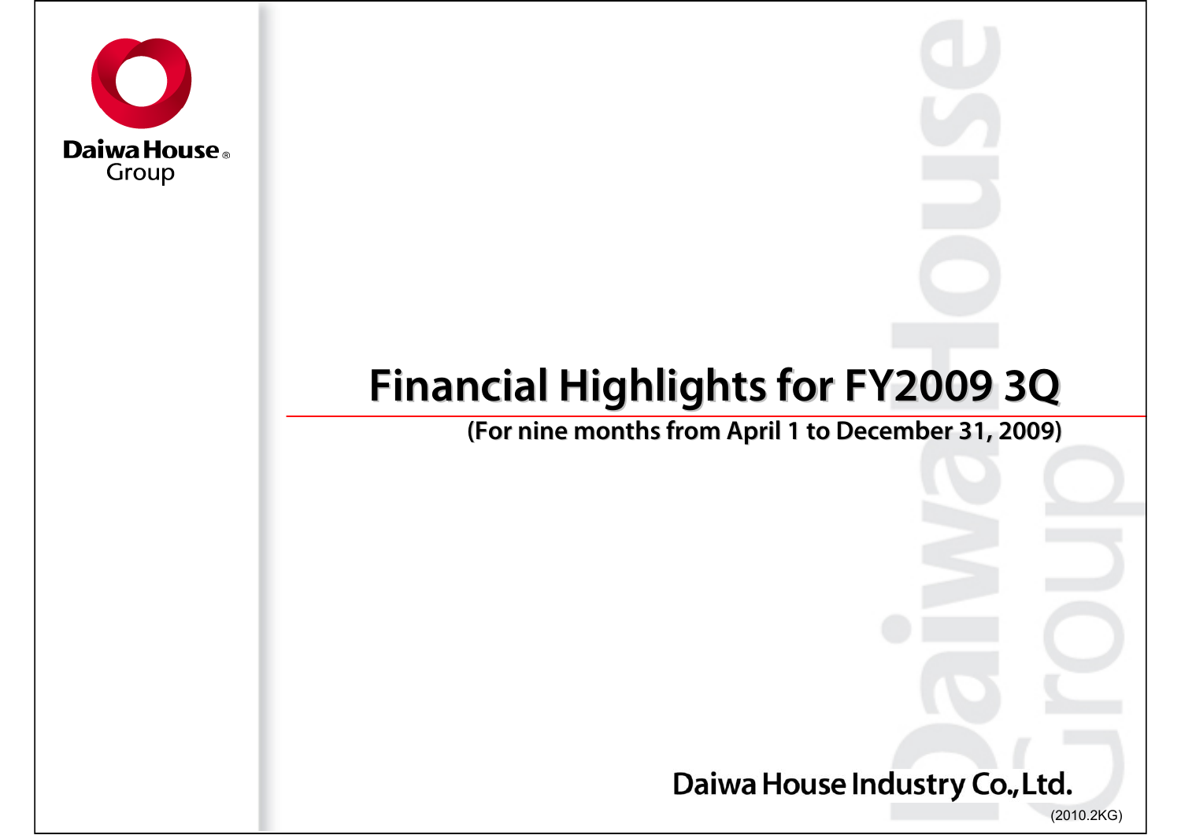Daiwa House Group

# Financial Highlights for FY2009 3Q

**(For nine months from April 1 to December 31, 2009)**

**Daiwa House Industry Co., Ltd.**

(2010.2KG)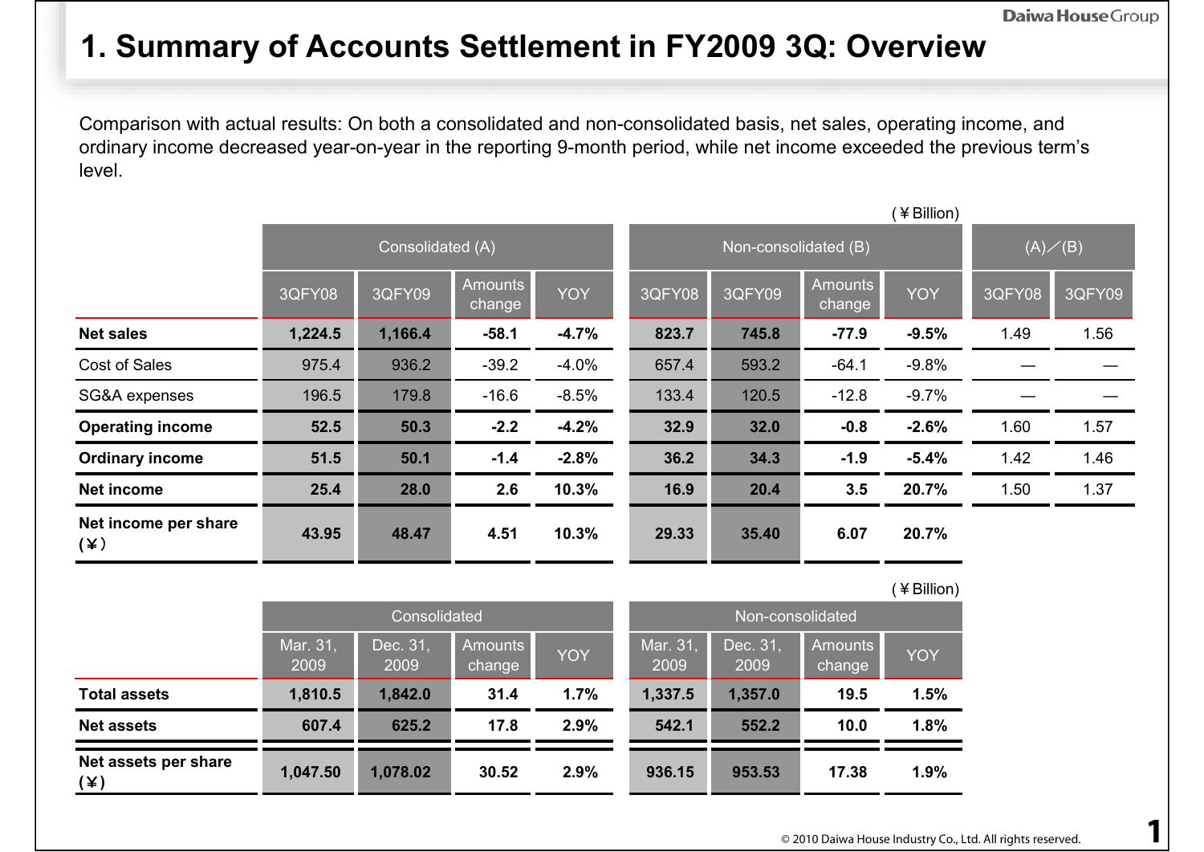# 1. Summary of Accounts Settlement in FY2009 3Q: Overview

Comparison with actual results: On both a consolidated and non-consolidated basis, net sales, operating income, and ordinary income decreased year-on-year in the reporting 9-month period, while net income exceeded the previous term's level.

(￥Billion)

| | Consolidated (A) | | | | Non-consolidated (B) | | | | (A)／(B) | |
|---|---|---|---|---|---|---|---|---|---|---|
| | 3QFY08 | 3QFY09 | Amounts change | YOY | 3QFY08 | 3QFY09 | Amounts change | YOY | 3QFY08 | 3QFY09 |
| **Net sales** | **1,224.5** | **1,166.4** | **-58.1** | **-4.7%** | **823.7** | **745.8** | **-77.9** | **-9.5%** | 1.49 | 1.56 |
| Cost of Sales | 975.4 | 936.2 | -39.2 | -4.0% | 657.4 | 593.2 | -64.1 | -9.8% | — | — |
| SG&A expenses | 196.5 | 179.8 | -16.6 | -8.5% | 133.4 | 120.5 | -12.8 | -9.7% | — | — |
| **Operating income** | **52.5** | **50.3** | **-2.2** | **-4.2%** | **32.9** | **32.0** | **-0.8** | **-2.6%** | 1.60 | 1.57 |
| **Ordinary income** | **51.5** | **50.1** | **-1.4** | **-2.8%** | **36.2** | **34.3** | **-1.9** | **-5.4%** | 1.42 | 1.46 |
| **Net income** | **25.4** | **28.0** | **2.6** | **10.3%** | **16.9** | **20.4** | **3.5** | **20.7%** | 1.50 | 1.37 |
| **Net income per share (￥)** | **43.95** | **48.47** | **4.51** | **10.3%** | **29.33** | **35.40** | **6.07** | **20.7%** | | |

(￥Billion)

| | Consolidated | | | | Non-consolidated | | | |
|---|---|---|---|---|---|---|---|---|
| | Mar. 31, 2009 | Dec. 31, 2009 | Amounts change | YOY | Mar. 31, 2009 | Dec. 31, 2009 | Amounts change | YOY |
| **Total assets** | **1,810.5** | **1,842.0** | **31.4** | **1.7%** | **1,337.5** | **1,357.0** | **19.5** | **1.5%** |
| **Net assets** | **607.4** | **625.2** | **17.8** | **2.9%** | **542.1** | **552.2** | **10.0** | **1.8%** |
| **Net assets per share (￥)** | **1,047.50** | **1,078.02** | **30.52** | **2.9%** | **936.15** | **953.53** | **17.38** | **1.9%** |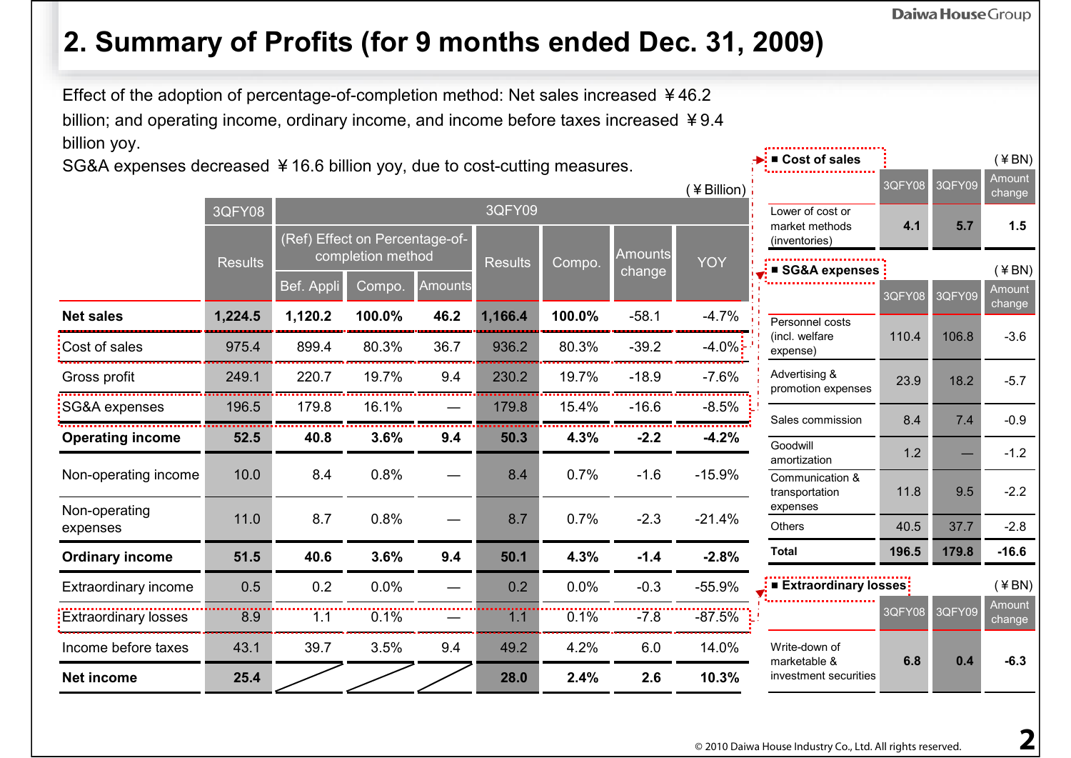## 2. Summary of Profits (for 9 months ended Dec. 31, 2009)

Effect of the adoption of percentage-of-completion method: Net sales increased ￥46.2 billion; and operating income, ordinary income, and income before taxes increased ￥9.4 billion yoy.

SG&A expenses decreased ￥16.6 billion yoy, due to cost-cutting measures.

(￥Billion)

| | 3QFY08 | 3QFY09 | | | | | | |
|---|---|---|---|---|---|---|---|---|
| | Results | (Ref) Effect on Percentage-of-completion method | | | Results | Compo. | Amounts change | YOY |
| | | Bef. Appli | Compo. | Amounts | | | | |
| **Net sales** | **1,224.5** | **1,120.2** | **100.0%** | **46.2** | **1,166.4** | **100.0%** | -58.1 | -4.7% |
| Cost of sales | 975.4 | 899.4 | 80.3% | 36.7 | 936.2 | 80.3% | -39.2 | -4.0% |
| Gross profit | 249.1 | 220.7 | 19.7% | 9.4 | 230.2 | 19.7% | -18.9 | -7.6% |
| SG&A expenses | 196.5 | 179.8 | 16.1% | — | 179.8 | 15.4% | -16.6 | -8.5% |
| **Operating income** | **52.5** | **40.8** | **3.6%** | **9.4** | **50.3** | **4.3%** | **-2.2** | **-4.2%** |
| Non-operating income | 10.0 | 8.4 | 0.8% | — | 8.4 | 0.7% | -1.6 | -15.9% |
| Non-operating expenses | 11.0 | 8.7 | 0.8% | — | 8.7 | 0.7% | -2.3 | -21.4% |
| **Ordinary income** | **51.5** | **40.6** | **3.6%** | **9.4** | **50.1** | **4.3%** | **-1.4** | **-2.8%** |
| Extraordinary income | 0.5 | 0.2 | 0.0% | — | 0.2 | 0.0% | -0.3 | -55.9% |
| Extraordinary losses | 8.9 | 1.1 | 0.1% | — | 1.1 | 0.1% | -7.8 | -87.5% |
| Income before taxes | 43.1 | 39.7 | 3.5% | 9.4 | 49.2 | 4.2% | 6.0 | 14.0% |
| **Net income** | **25.4** | | | | **28.0** | **2.4%** | **2.6** | **10.3%** |

**■ Cost of sales** (￥BN)

| | 3QFY08 | 3QFY09 | Amount change |
|---|---|---|---|
| Lower of cost or market methods (inventories) | **4.1** | **5.7** | **1.5** |

**■ SG&A expenses** (￥BN)

| | 3QFY08 | 3QFY09 | Amount change |
|---|---|---|---|
| Personnel costs (incl. welfare expense) | 110.4 | 106.8 | -3.6 |
| Advertising & promotion expenses | 23.9 | 18.2 | -5.7 |
| Sales commission | 8.4 | 7.4 | -0.9 |
| Goodwill amortization | 1.2 | — | -1.2 |
| Communication & transportation expenses | 11.8 | 9.5 | -2.2 |
| Others | 40.5 | 37.7 | -2.8 |
| **Total** | **196.5** | **179.8** | **-16.6** |

**■ Extraordinary losses** (￥BN)

| | 3QFY08 | 3QFY09 | Amount change |
|---|---|---|---|
| Write-down of marketable & investment securities | **6.8** | **0.4** | **-6.3** |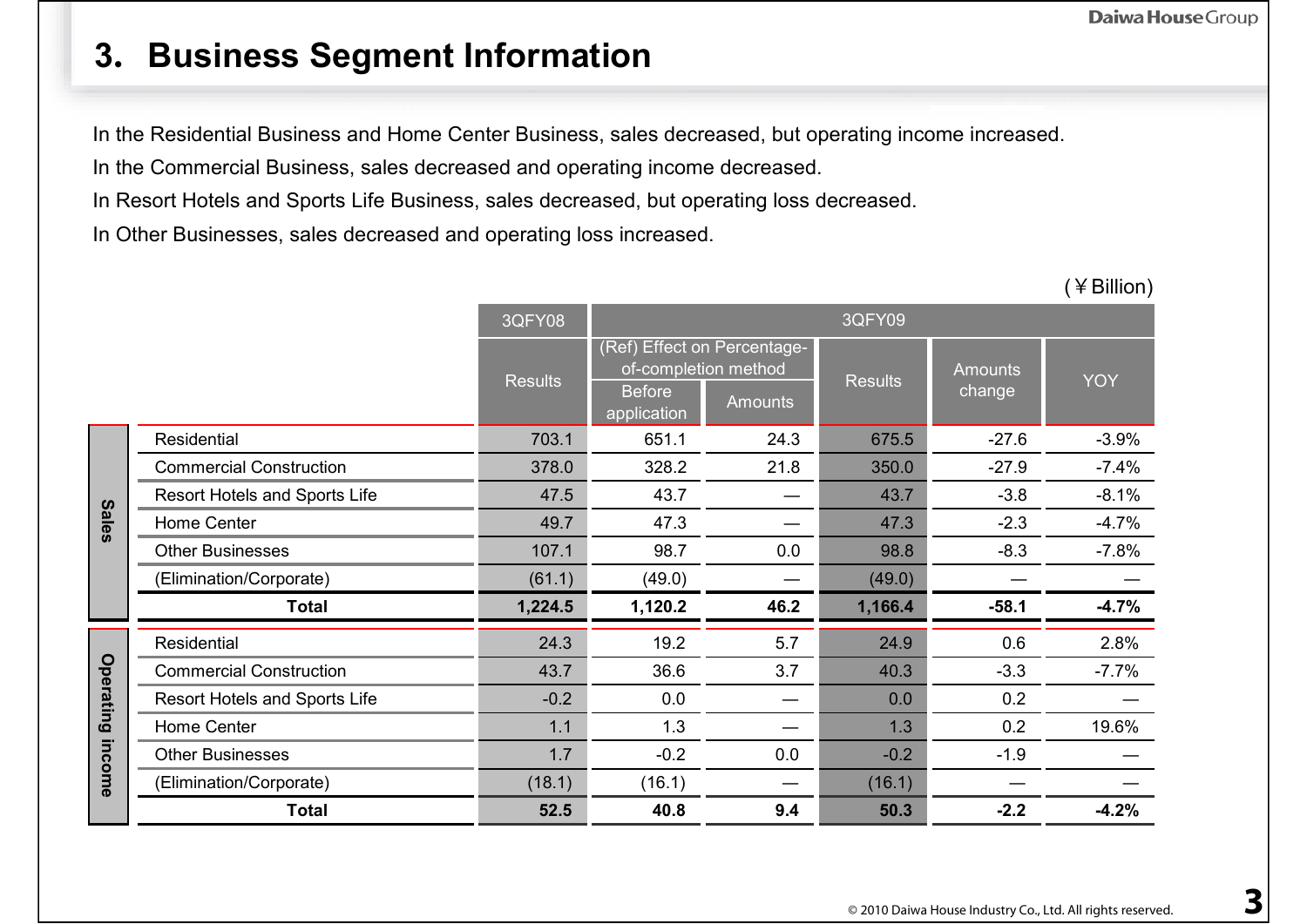## 3. Business Segment Information

In the Residential Business and Home Center Business, sales decreased, but operating income increased.

In the Commercial Business, sales decreased and operating income decreased.

In Resort Hotels and Sports Life Business, sales decreased, but operating loss decreased.

In Other Businesses, sales decreased and operating loss increased.

(￥Billion)

| | | 3QFY08 | 3QFY09 | | | | |
|---|---|---|---|---|---|---|---|
| | | Results | (Ref) Effect on Percentage-of-completion method | | Results | Amounts change | YOY |
| | | | Before application | Amounts | | | |
| Sales | Residential | 703.1 | 651.1 | 24.3 | 675.5 | -27.6 | -3.9% |
| | Commercial Construction | 378.0 | 328.2 | 21.8 | 350.0 | -27.9 | -7.4% |
| | Resort Hotels and Sports Life | 47.5 | 43.7 | — | 43.7 | -3.8 | -8.1% |
| | Home Center | 49.7 | 47.3 | — | 47.3 | -2.3 | -4.7% |
| | Other Businesses | 107.1 | 98.7 | 0.0 | 98.8 | -8.3 | -7.8% |
| | (Elimination/Corporate) | (61.1) | (49.0) | — | (49.0) | — | — |
| | **Total** | **1,224.5** | **1,120.2** | **46.2** | **1,166.4** | **-58.1** | **-4.7%** |
| Operating income | Residential | 24.3 | 19.2 | 5.7 | 24.9 | 0.6 | 2.8% |
| | Commercial Construction | 43.7 | 36.6 | 3.7 | 40.3 | -3.3 | -7.7% |
| | Resort Hotels and Sports Life | -0.2 | 0.0 | — | 0.0 | 0.2 | — |
| | Home Center | 1.1 | 1.3 | — | 1.3 | 0.2 | 19.6% |
| | Other Businesses | 1.7 | -0.2 | 0.0 | -0.2 | -1.9 | — |
| | (Elimination/Corporate) | (18.1) | (16.1) | — | (16.1) | — | — |
| | **Total** | **52.5** | **40.8** | **9.4** | **50.3** | **-2.2** | **-4.2%** |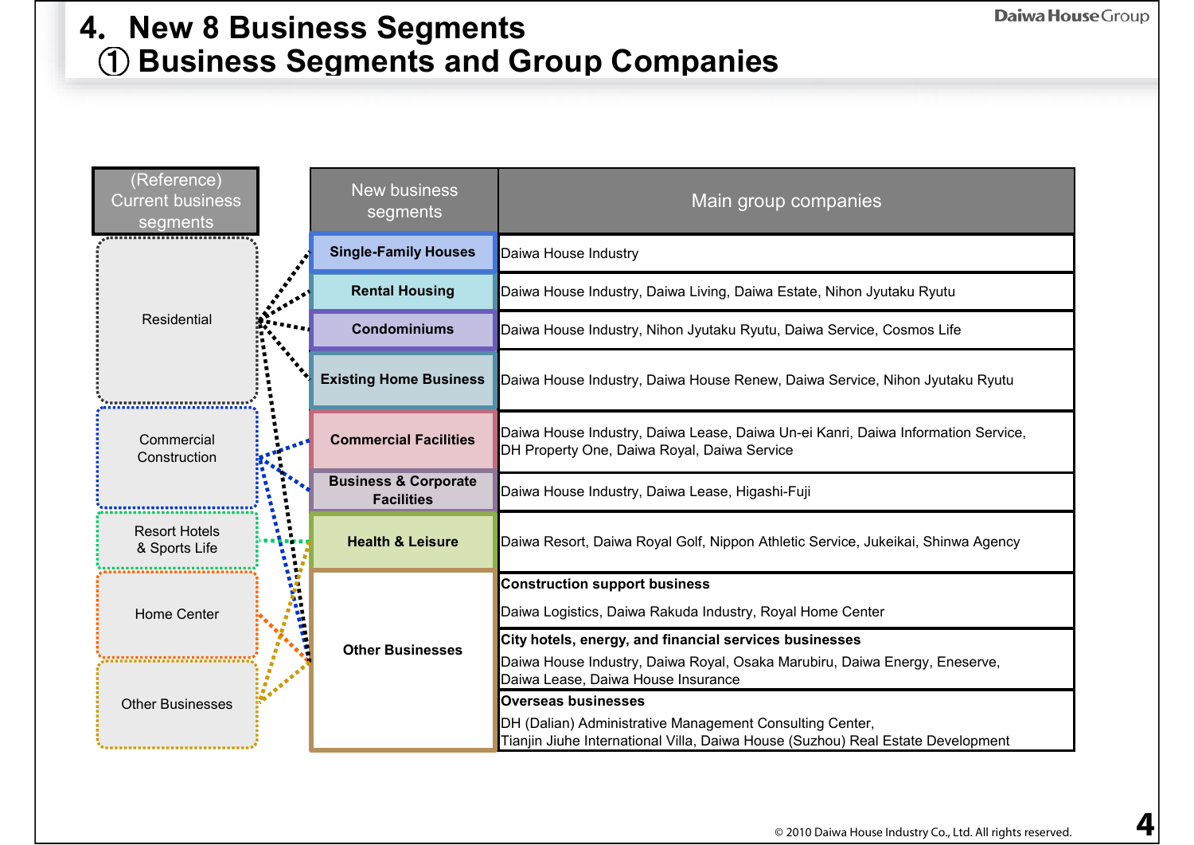# 4. New 8 Business Segments

## ① Business Segments and Group Companies

| (Reference) Current business segments | New business segments | Main group companies |
|---|---|---|
| Residential | Single-Family Houses | Daiwa House Industry |
| Residential | Rental Housing | Daiwa House Industry, Daiwa Living, Daiwa Estate, Nihon Jyutaku Ryutu |
| Residential | Condominiums | Daiwa House Industry, Nihon Jyutaku Ryutu, Daiwa Service, Cosmos Life |
| Residential | Existing Home Business | Daiwa House Industry, Daiwa House Renew, Daiwa Service, Nihon Jyutaku Ryutu |
| Commercial Construction | Commercial Facilities | Daiwa House Industry, Daiwa Lease, Daiwa Un-ei Kanri, Daiwa Information Service, DH Property One, Daiwa Royal, Daiwa Service |
| Commercial Construction | Business & Corporate Facilities | Daiwa House Industry, Daiwa Lease, Higashi-Fuji |
| Resort Hotels & Sports Life | Health & Leisure | Daiwa Resort, Daiwa Royal Golf, Nippon Athletic Service, Jukeikai, Shinwa Agency |
| Residential, Commercial Construction, Home Center, Other Businesses | Other Businesses | **Construction support business**<br>Daiwa Logistics, Daiwa Rakuda Industry, Royal Home Center |
| | | **City hotels, energy, and financial services businesses**<br>Daiwa House Industry, Daiwa Royal, Osaka Marubiru, Daiwa Energy, Eneserve, Daiwa Lease, Daiwa House Insurance |
| | | **Overseas businesses**<br>DH (Dalian) Administrative Management Consulting Center, Tianjin Jiuhe International Villa, Daiwa House (Suzhou) Real Estate Development |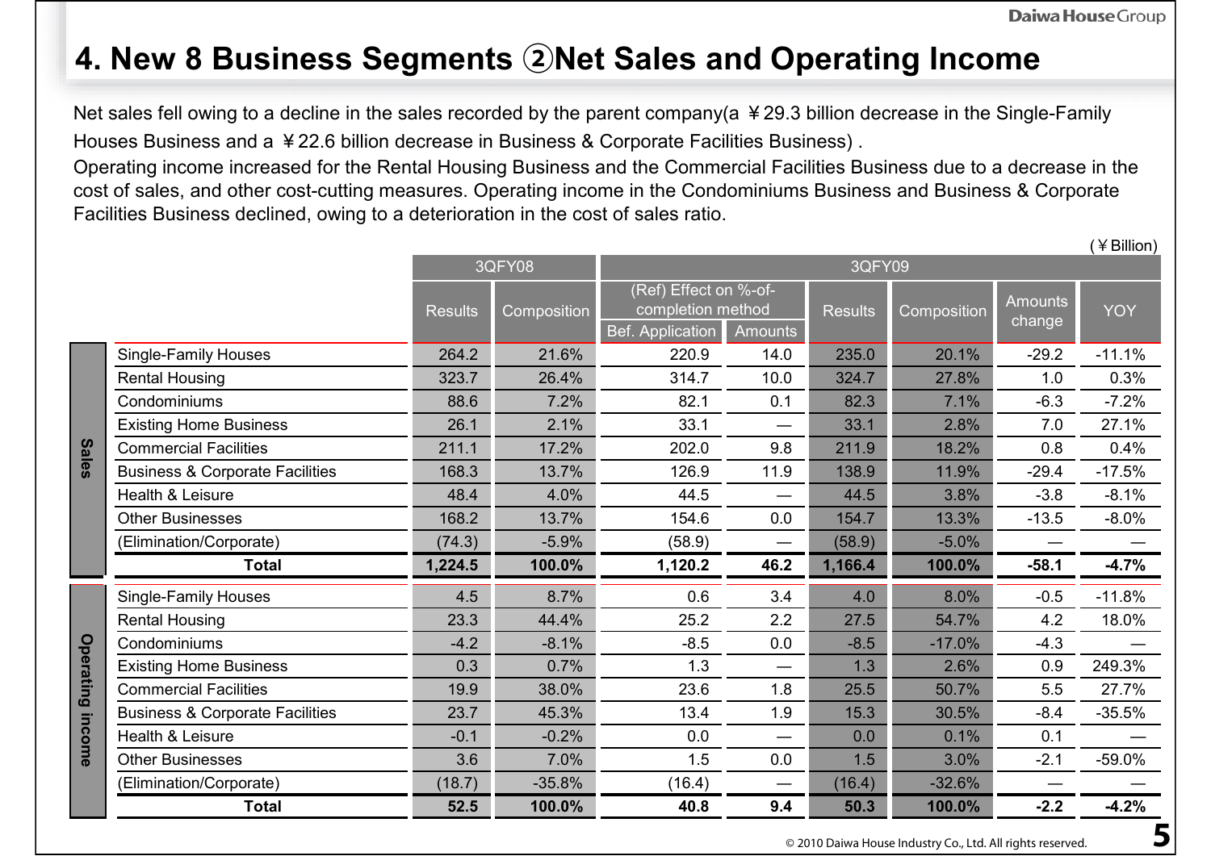# 4. New 8 Business Segments ②Net Sales and Operating Income

Net sales fell owing to a decline in the sales recorded by the parent company(a ￥29.3 billion decrease in the Single-Family Houses Business and a ￥22.6 billion decrease in Business & Corporate Facilities Business) .

Operating income increased for the Rental Housing Business and the Commercial Facilities Business due to a decrease in the cost of sales, and other cost-cutting measures. Operating income in the Condominiums Business and Business & Corporate Facilities Business declined, owing to a deterioration in the cost of sales ratio.

(￥Billion)

| | | 3QFY08 | | 3QFY09 | | | | | |
|---|---|---|---|---|---|---|---|---|---|
| | | Results | Composition | (Ref) Effect on %-of-completion method | | Results | Composition | Amounts change | YOY |
| | | | | Bef. Application | Amounts | | | | |
| Sales | Single-Family Houses | 264.2 | 21.6% | 220.9 | 14.0 | 235.0 | 20.1% | -29.2 | -11.1% |
| | Rental Housing | 323.7 | 26.4% | 314.7 | 10.0 | 324.7 | 27.8% | 1.0 | 0.3% |
| | Condominiums | 88.6 | 7.2% | 82.1 | 0.1 | 82.3 | 7.1% | -6.3 | -7.2% |
| | Existing Home Business | 26.1 | 2.1% | 33.1 | — | 33.1 | 2.8% | 7.0 | 27.1% |
| | Commercial Facilities | 211.1 | 17.2% | 202.0 | 9.8 | 211.9 | 18.2% | 0.8 | 0.4% |
| | Business & Corporate Facilities | 168.3 | 13.7% | 126.9 | 11.9 | 138.9 | 11.9% | -29.4 | -17.5% |
| | Health & Leisure | 48.4 | 4.0% | 44.5 | — | 44.5 | 3.8% | -3.8 | -8.1% |
| | Other Businesses | 168.2 | 13.7% | 154.6 | 0.0 | 154.7 | 13.3% | -13.5 | -8.0% |
| | (Elimination/Corporate) | (74.3) | -5.9% | (58.9) | — | (58.9) | -5.0% | — | — |
| | **Total** | **1,224.5** | **100.0%** | **1,120.2** | **46.2** | **1,166.4** | **100.0%** | **-58.1** | **-4.7%** |
| Operating income | Single-Family Houses | 4.5 | 8.7% | 0.6 | 3.4 | 4.0 | 8.0% | -0.5 | -11.8% |
| | Rental Housing | 23.3 | 44.4% | 25.2 | 2.2 | 27.5 | 54.7% | 4.2 | 18.0% |
| | Condominiums | -4.2 | -8.1% | -8.5 | 0.0 | -8.5 | -17.0% | -4.3 | — |
| | Existing Home Business | 0.3 | 0.7% | 1.3 | — | 1.3 | 2.6% | 0.9 | 249.3% |
| | Commercial Facilities | 19.9 | 38.0% | 23.6 | 1.8 | 25.5 | 50.7% | 5.5 | 27.7% |
| | Business & Corporate Facilities | 23.7 | 45.3% | 13.4 | 1.9 | 15.3 | 30.5% | -8.4 | -35.5% |
| | Health & Leisure | -0.1 | -0.2% | 0.0 | — | 0.0 | 0.1% | 0.1 | — |
| | Other Businesses | 3.6 | 7.0% | 1.5 | 0.0 | 1.5 | 3.0% | -2.1 | -59.0% |
| | (Elimination/Corporate) | (18.7) | -35.8% | (16.4) | — | (16.4) | -32.6% | — | — |
| | **Total** | **52.5** | **100.0%** | **40.8** | **9.4** | **50.3** | **100.0%** | **-2.2** | **-4.2%** |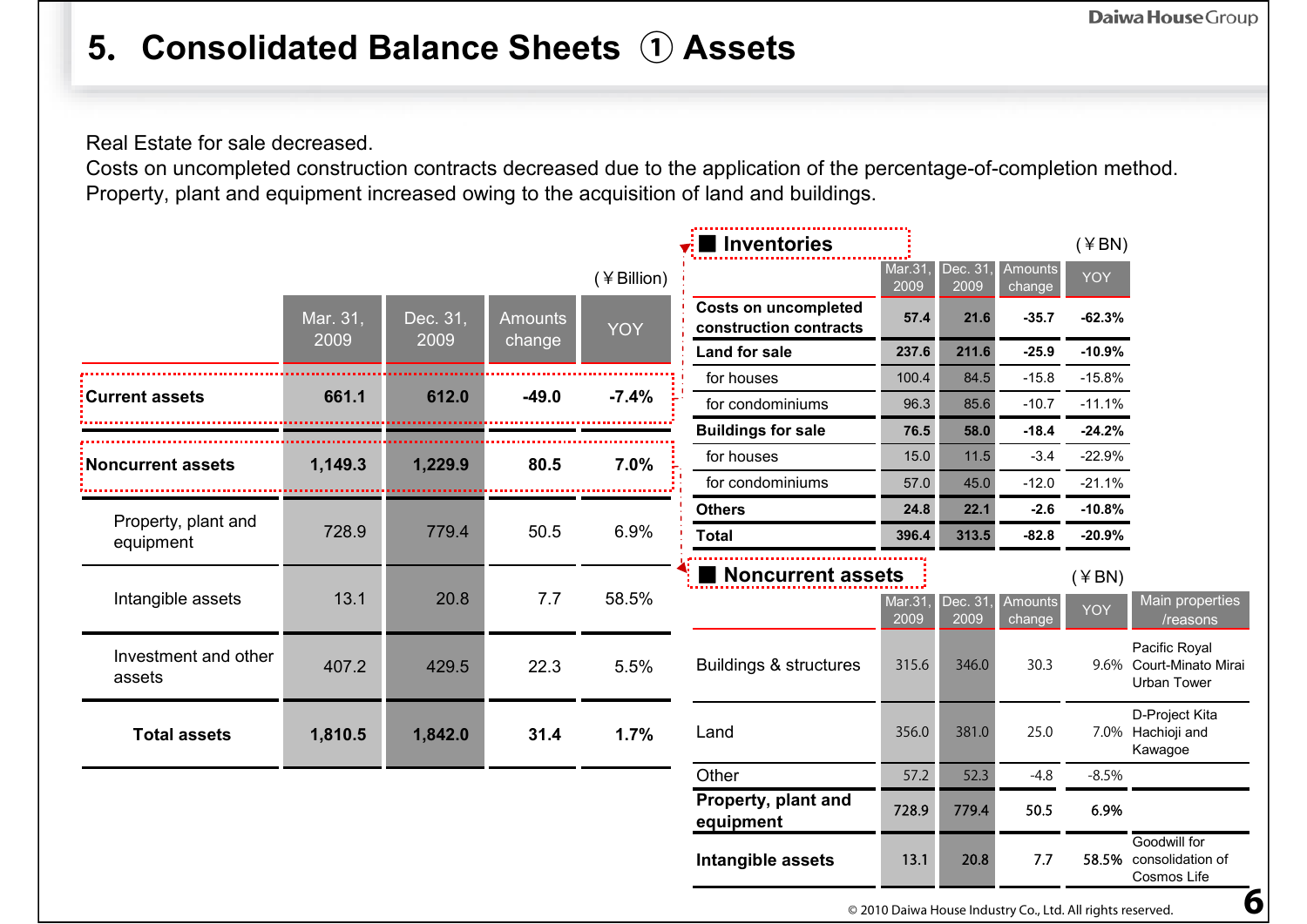# 5. Consolidated Balance Sheets ① Assets

Real Estate for sale decreased.
Costs on uncompleted construction contracts decreased due to the application of the percentage-of-completion method.
Property, plant and equipment increased owing to the acquisition of land and buildings.

(￥Billion)

| | Mar. 31, 2009 | Dec. 31, 2009 | Amounts change | YOY |
|---|---|---|---|---|
| **Current assets** | **661.1** | **612.0** | **-49.0** | **-7.4%** |
| **Noncurrent assets** | **1,149.3** | **1,229.9** | **80.5** | **7.0%** |
| Property, plant and equipment | 728.9 | 779.4 | 50.5 | 6.9% |
| Intangible assets | 13.1 | 20.8 | 7.7 | 58.5% |
| Investment and other assets | 407.2 | 429.5 | 22.3 | 5.5% |
| **Total assets** | **1,810.5** | **1,842.0** | **31.4** | **1.7%** |

## ■ Inventories

(￥BN)

| | Mar.31, 2009 | Dec. 31, 2009 | Amounts change | YOY |
|---|---|---|---|---|
| **Costs on uncompleted construction contracts** | **57.4** | **21.6** | **-35.7** | **-62.3%** |
| **Land for sale** | **237.6** | **211.6** | **-25.9** | **-10.9%** |
| for houses | 100.4 | 84.5 | -15.8 | -15.8% |
| for condominiums | 96.3 | 85.6 | -10.7 | -11.1% |
| **Buildings for sale** | **76.5** | **58.0** | **-18.4** | **-24.2%** |
| for houses | 15.0 | 11.5 | -3.4 | -22.9% |
| for condominiums | 57.0 | 45.0 | -12.0 | -21.1% |
| **Others** | **24.8** | **22.1** | **-2.6** | **-10.8%** |
| **Total** | **396.4** | **313.5** | **-82.8** | **-20.9%** |

## ■ Noncurrent assets

(￥BN)

| | Mar.31, 2009 | Dec. 31, 2009 | Amounts change | YOY | Main properties /reasons |
|---|---|---|---|---|---|
| Buildings & structures | 315.6 | 346.0 | 30.3 | 9.6% | Pacific Royal Court-Minato Mirai Urban Tower |
| Land | 356.0 | 381.0 | 25.0 | 7.0% | D-Project Kita Hachioji and Kawagoe |
| Other | 57.2 | 52.3 | -4.8 | -8.5% | |
| **Property, plant and equipment** | **728.9** | **779.4** | **50.5** | **6.9%** | |
| **Intangible assets** | **13.1** | **20.8** | **7.7** | **58.5%** | Goodwill for consolidation of Cosmos Life |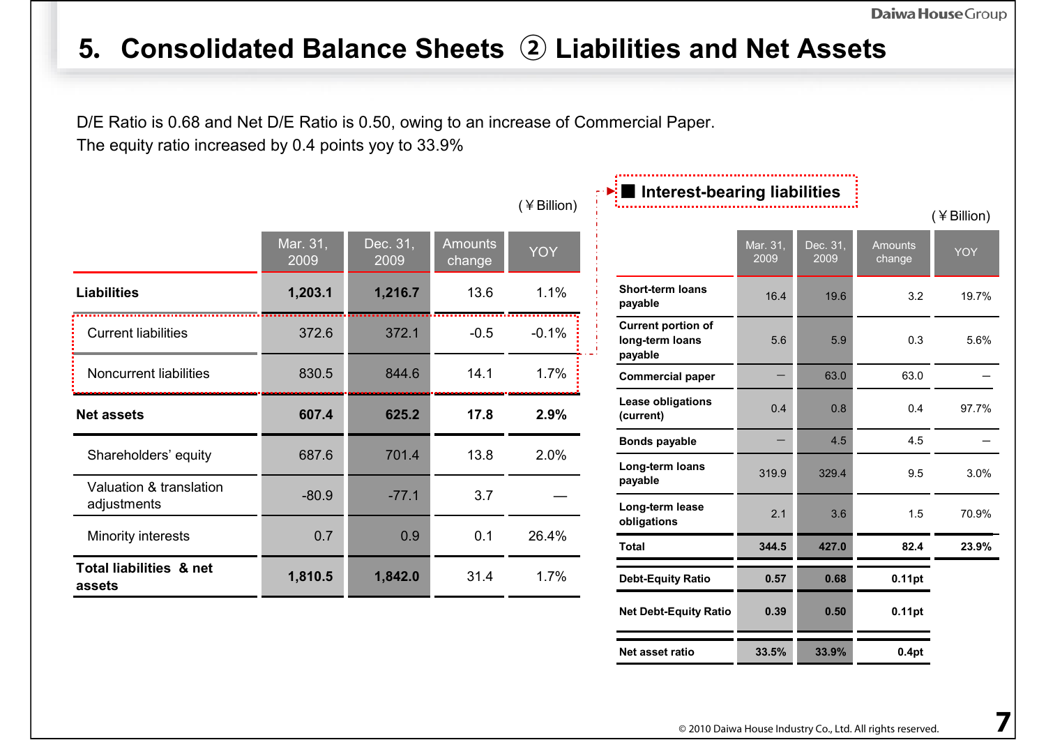# 5. Consolidated Balance Sheets ② Liabilities and Net Assets

D/E Ratio is 0.68 and Net D/E Ratio is 0.50, owing to an increase of Commercial Paper.
The equity ratio increased by 0.4 points yoy to 33.9%

(￥Billion)

| | Mar. 31, 2009 | Dec. 31, 2009 | Amounts change | YOY |
|---|---|---|---|---|
| **Liabilities** | **1,203.1** | **1,216.7** | 13.6 | 1.1% |
| Current liabilities | 372.6 | 372.1 | -0.5 | -0.1% |
| Noncurrent liabilities | 830.5 | 844.6 | 14.1 | 1.7% |
| **Net assets** | **607.4** | **625.2** | **17.8** | **2.9%** |
| Shareholders' equity | 687.6 | 701.4 | 13.8 | 2.0% |
| Valuation & translation adjustments | -80.9 | -77.1 | 3.7 | — |
| Minority interests | 0.7 | 0.9 | 0.1 | 26.4% |
| **Total liabilities & net assets** | **1,810.5** | **1,842.0** | 31.4 | 1.7% |

## ■ Interest-bearing liabilities

(￥Billion)

| | Mar. 31, 2009 | Dec. 31, 2009 | Amounts change | YOY |
|---|---|---|---|---|
| **Short-term loans payable** | 16.4 | 19.6 | 3.2 | 19.7% |
| **Current portion of long-term loans payable** | 5.6 | 5.9 | 0.3 | 5.6% |
| **Commercial paper** | — | 63.0 | 63.0 | — |
| **Lease obligations (current)** | 0.4 | 0.8 | 0.4 | 97.7% |
| **Bonds payable** | — | 4.5 | 4.5 | — |
| **Long-term loans payable** | 319.9 | 329.4 | 9.5 | 3.0% |
| **Long-term lease obligations** | 2.1 | 3.6 | 1.5 | 70.9% |
| **Total** | **344.5** | **427.0** | **82.4** | **23.9%** |
| **Debt-Equity Ratio** | **0.57** | **0.68** | **0.11pt** | |
| **Net Debt-Equity Ratio** | **0.39** | **0.50** | **0.11pt** | |
| **Net asset ratio** | **33.5%** | **33.9%** | **0.4pt** | |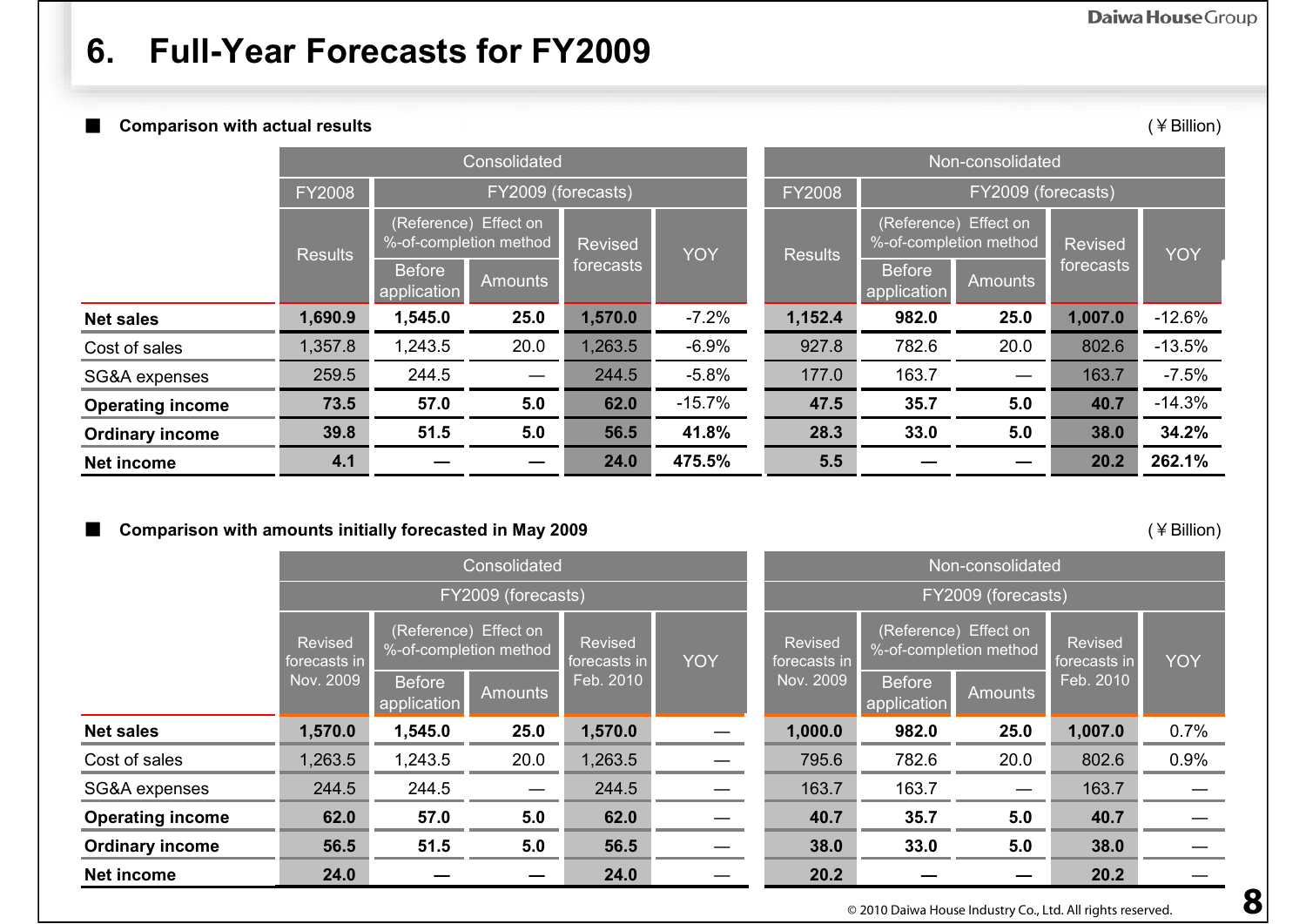# 6. Full-Year Forecasts for FY2009

■ **Comparison with actual results**

(￥Billion)

| | Consolidated | | | | | Non-consolidated | | | | |
|---|---|---|---|---|---|---|---|---|---|---|
| | FY2008 | FY2009 (forecasts) | | | | FY2008 | FY2009 (forecasts) | | | |
| | Results | (Reference) Effect on %-of-completion method | | Revised forecasts | YOY | Results | (Reference) Effect on %-of-completion method | | Revised forecasts | YOY |
| | | Before application | Amounts | | | | Before application | Amounts | | |
| **Net sales** | **1,690.9** | **1,545.0** | **25.0** | **1,570.0** | -7.2% | **1,152.4** | **982.0** | **25.0** | **1,007.0** | -12.6% |
| Cost of sales | 1,357.8 | 1,243.5 | 20.0 | 1,263.5 | -6.9% | 927.8 | 782.6 | 20.0 | 802.6 | -13.5% |
| SG&A expenses | 259.5 | 244.5 | — | 244.5 | -5.8% | 177.0 | 163.7 | — | 163.7 | -7.5% |
| **Operating income** | **73.5** | **57.0** | **5.0** | **62.0** | -15.7% | **47.5** | **35.7** | **5.0** | **40.7** | -14.3% |
| **Ordinary income** | **39.8** | **51.5** | **5.0** | **56.5** | **41.8%** | **28.3** | **33.0** | **5.0** | **38.0** | **34.2%** |
| **Net income** | **4.1** | — | — | **24.0** | **475.5%** | **5.5** | — | — | **20.2** | **262.1%** |

■ **Comparison with amounts initially forecasted in May 2009**

(￥Billion)

| | Consolidated | | | | | Non-consolidated | | | | |
|---|---|---|---|---|---|---|---|---|---|---|
| | FY2009 (forecasts) | | | | | FY2009 (forecasts) | | | | |
| | Revised forecasts in Nov. 2009 | (Reference) Effect on %-of-completion method | | Revised forecasts in Feb. 2010 | YOY | Revised forecasts in Nov. 2009 | (Reference) Effect on %-of-completion method | | Revised forecasts in Feb. 2010 | YOY |
| | | Before application | Amounts | | | | Before application | Amounts | | |
| **Net sales** | **1,570.0** | **1,545.0** | **25.0** | **1,570.0** | — | **1,000.0** | **982.0** | **25.0** | **1,007.0** | 0.7% |
| Cost of sales | 1,263.5 | 1,243.5 | 20.0 | 1,263.5 | — | 795.6 | 782.6 | 20.0 | 802.6 | 0.9% |
| SG&A expenses | 244.5 | 244.5 | — | 244.5 | — | 163.7 | 163.7 | — | 163.7 | — |
| **Operating income** | **62.0** | **57.0** | **5.0** | **62.0** | — | **40.7** | **35.7** | **5.0** | **40.7** | — |
| **Ordinary income** | **56.5** | **51.5** | **5.0** | **56.5** | — | **38.0** | **33.0** | **5.0** | **38.0** | — |
| **Net income** | **24.0** | — | — | **24.0** | — | **20.2** | — | — | **20.2** | — |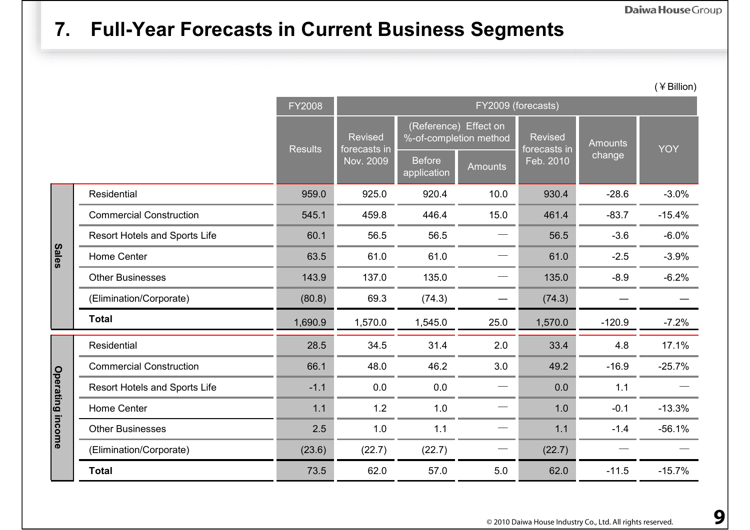# 7. Full-Year Forecasts in Current Business Segments

(￥Billion)

| | | FY2008 | FY2009 (forecasts) | | | | | |
|---|---|---|---|---|---|---|---|---|
| | | Results | Revised forecasts in Nov. 2009 | (Reference) Effect on %-of-completion method | | Revised forecasts in Feb. 2010 | Amounts change | YOY |
| | | | | Before application | Amounts | | | |
| Sales | Residential | 959.0 | 925.0 | 920.4 | 10.0 | 930.4 | -28.6 | -3.0% |
| | Commercial Construction | 545.1 | 459.8 | 446.4 | 15.0 | 461.4 | -83.7 | -15.4% |
| | Resort Hotels and Sports Life | 60.1 | 56.5 | 56.5 | — | 56.5 | -3.6 | -6.0% |
| | Home Center | 63.5 | 61.0 | 61.0 | — | 61.0 | -2.5 | -3.9% |
| | Other Businesses | 143.9 | 137.0 | 135.0 | — | 135.0 | -8.9 | -6.2% |
| | (Elimination/Corporate) | (80.8) | 69.3 | (74.3) | — | (74.3) | — | — |
| | **Total** | 1,690.9 | 1,570.0 | 1,545.0 | 25.0 | 1,570.0 | -120.9 | -7.2% |
| Operating income | Residential | 28.5 | 34.5 | 31.4 | 2.0 | 33.4 | 4.8 | 17.1% |
| | Commercial Construction | 66.1 | 48.0 | 46.2 | 3.0 | 49.2 | -16.9 | -25.7% |
| | Resort Hotels and Sports Life | -1.1 | 0.0 | 0.0 | — | 0.0 | 1.1 | — |
| | Home Center | 1.1 | 1.2 | 1.0 | — | 1.0 | -0.1 | -13.3% |
| | Other Businesses | 2.5 | 1.0 | 1.1 | — | 1.1 | -1.4 | -56.1% |
| | (Elimination/Corporate) | (23.6) | (22.7) | (22.7) | — | (22.7) | — | — |
| | **Total** | 73.5 | 62.0 | 57.0 | 5.0 | 62.0 | -11.5 | -15.7% |

© 2010 Daiwa House Industry Co., Ltd. All rights reserved.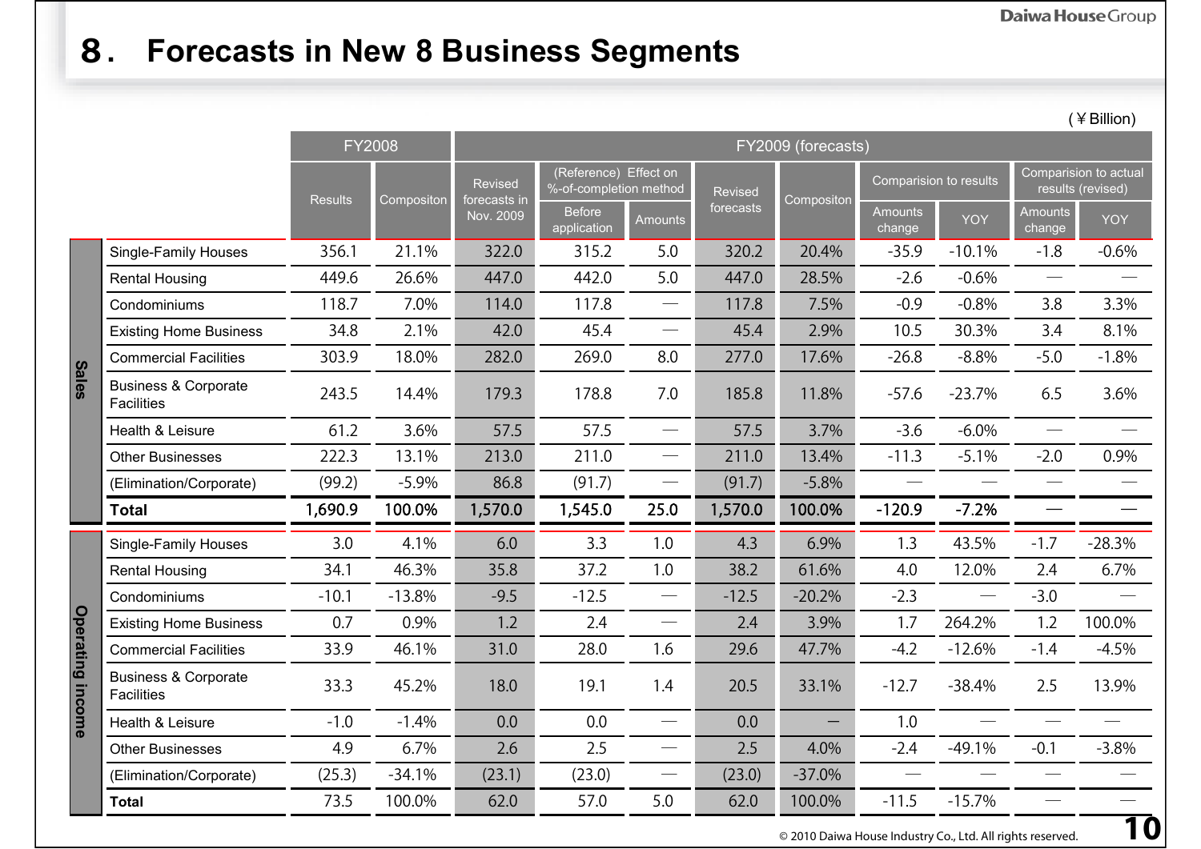# 8. Forecasts in New 8 Business Segments

(￥Billion)

| | | FY2008 | | FY2009 (forecasts) | | | | | | | | |
|---|---|---|---|---|---|---|---|---|---|---|---|---|
| | | Results | Compositon | Revised forecasts in Nov. 2009 | (Reference) Effect on %-of-completion method | | Revised forecasts | Compositon | Comparision to results | | Comparision to actual results (revised) | |
| | | | | | Before application | Amounts | | | Amounts change | YOY | Amounts change | YOY |
| Sales | Single-Family Houses | 356.1 | 21.1% | 322.0 | 315.2 | 5.0 | 320.2 | 20.4% | -35.9 | -10.1% | -1.8 | -0.6% |
| | Rental Housing | 449.6 | 26.6% | 447.0 | 442.0 | 5.0 | 447.0 | 28.5% | -2.6 | -0.6% | — | — |
| | Condominiums | 118.7 | 7.0% | 114.0 | 117.8 | — | 117.8 | 7.5% | -0.9 | -0.8% | 3.8 | 3.3% |
| | Existing Home Business | 34.8 | 2.1% | 42.0 | 45.4 | — | 45.4 | 2.9% | 10.5 | 30.3% | 3.4 | 8.1% |
| | Commercial Facilities | 303.9 | 18.0% | 282.0 | 269.0 | 8.0 | 277.0 | 17.6% | -26.8 | -8.8% | -5.0 | -1.8% |
| | Business & Corporate Facilities | 243.5 | 14.4% | 179.3 | 178.8 | 7.0 | 185.8 | 11.8% | -57.6 | -23.7% | 6.5 | 3.6% |
| | Health & Leisure | 61.2 | 3.6% | 57.5 | 57.5 | — | 57.5 | 3.7% | -3.6 | -6.0% | — | — |
| | Other Businesses | 222.3 | 13.1% | 213.0 | 211.0 | — | 211.0 | 13.4% | -11.3 | -5.1% | -2.0 | 0.9% |
| | (Elimination/Corporate) | (99.2) | -5.9% | 86.8 | (91.7) | — | (91.7) | -5.8% | — | — | — | — |
| | **Total** | **1,690.9** | **100.0%** | **1,570.0** | **1,545.0** | **25.0** | **1,570.0** | **100.0%** | **-120.9** | **-7.2%** | **—** | **—** |
| Operating income | Single-Family Houses | 3.0 | 4.1% | 6.0 | 3.3 | 1.0 | 4.3 | 6.9% | 1.3 | 43.5% | -1.7 | -28.3% |
| | Rental Housing | 34.1 | 46.3% | 35.8 | 37.2 | 1.0 | 38.2 | 61.6% | 4.0 | 12.0% | 2.4 | 6.7% |
| | Condominiums | -10.1 | -13.8% | -9.5 | -12.5 | — | -12.5 | -20.2% | -2.3 | — | -3.0 | — |
| | Existing Home Business | 0.7 | 0.9% | 1.2 | 2.4 | — | 2.4 | 3.9% | 1.7 | 264.2% | 1.2 | 100.0% |
| | Commercial Facilities | 33.9 | 46.1% | 31.0 | 28.0 | 1.6 | 29.6 | 47.7% | -4.2 | -12.6% | -1.4 | -4.5% |
| | Business & Corporate Facilities | 33.3 | 45.2% | 18.0 | 19.1 | 1.4 | 20.5 | 33.1% | -12.7 | -38.4% | 2.5 | 13.9% |
| | Health & Leisure | -1.0 | -1.4% | 0.0 | 0.0 | — | 0.0 | — | 1.0 | — | — | — |
| | Other Businesses | 4.9 | 6.7% | 2.6 | 2.5 | — | 2.5 | 4.0% | -2.4 | -49.1% | -0.1 | -3.8% |
| | (Elimination/Corporate) | (25.3) | -34.1% | (23.1) | (23.0) | — | (23.0) | -37.0% | — | — | — | — |
| | **Total** | 73.5 | 100.0% | 62.0 | 57.0 | 5.0 | 62.0 | 100.0% | -11.5 | -15.7% | — | — |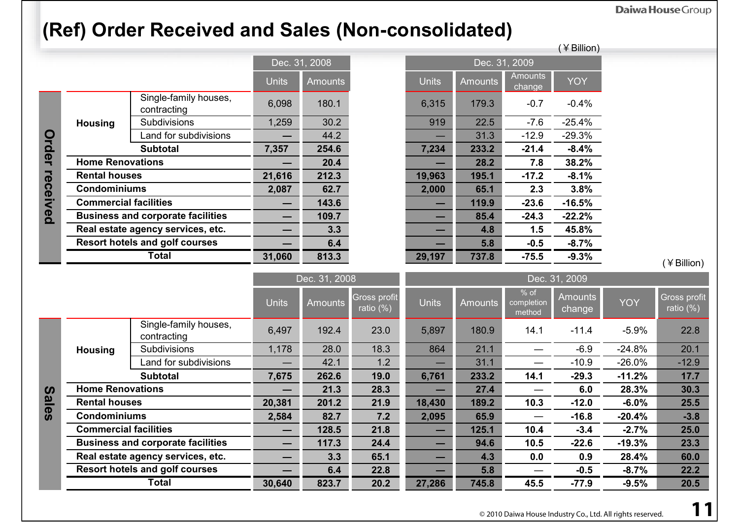# (Ref) Order Received and Sales (Non-consolidated)

(￥Billion)

**Order received**

| | | Dec. 31, 2008 | | Dec. 31, 2009 | | | |
|---|---|---|---|---|---|---|---|
| | | Units | Amounts | Units | Amounts | Amounts change | YOY |
| Housing | Single-family houses, contracting | 6,098 | 180.1 | 6,315 | 179.3 | -0.7 | -0.4% |
| | Subdivisions | 1,259 | 30.2 | 919 | 22.5 | -7.6 | -25.4% |
| | Land for subdivisions | — | 44.2 | — | 31.3 | -12.9 | -29.3% |
| | **Subtotal** | **7,357** | **254.6** | **7,234** | **233.2** | **-21.4** | **-8.4%** |
| **Home Renovations** | | **—** | **20.4** | **—** | **28.2** | **7.8** | **38.2%** |
| **Rental houses** | | **21,616** | **212.3** | **19,963** | **195.1** | **-17.2** | **-8.1%** |
| **Condominiums** | | **2,087** | **62.7** | **2,000** | **65.1** | **2.3** | **3.8%** |
| **Commercial facilities** | | **—** | **143.6** | **—** | **119.9** | **-23.6** | **-16.5%** |
| **Business and corporate facilities** | | **—** | **109.7** | **—** | **85.4** | **-24.3** | **-22.2%** |
| **Real estate agency services, etc.** | | **—** | **3.3** | **—** | **4.8** | **1.5** | **45.8%** |
| **Resort hotels and golf courses** | | **—** | **6.4** | **—** | **5.8** | **-0.5** | **-8.7%** |
| **Total** | | **31,060** | **813.3** | **29,197** | **737.8** | **-75.5** | **-9.3%** |

(￥Billion)

**Sales**

| | | Dec. 31, 2008 | | | Dec. 31, 2009 | | | | | |
|---|---|---|---|---|---|---|---|---|---|---|
| | | Units | Amounts | Gross profit ratio (%) | Units | Amounts | % of completion method | Amounts change | YOY | Gross profit ratio (%) |
| Housing | Single-family houses, contracting | 6,497 | 192.4 | 23.0 | 5,897 | 180.9 | 14.1 | -11.4 | -5.9% | 22.8 |
| | Subdivisions | 1,178 | 28.0 | 18.3 | 864 | 21.1 | — | -6.9 | -24.8% | 20.1 |
| | Land for subdivisions | — | 42.1 | 1.2 | — | 31.1 | — | -10.9 | -26.0% | -12.9 |
| | **Subtotal** | **7,675** | **262.6** | **19.0** | **6,761** | **233.2** | **14.1** | **-29.3** | **-11.2%** | **17.7** |
| **Home Renovations** | | **—** | **21.3** | **28.3** | **—** | **27.4** | **—** | **6.0** | **28.3%** | **30.3** |
| **Rental houses** | | **20,381** | **201.2** | **21.9** | **18,430** | **189.2** | **10.3** | **-12.0** | **-6.0%** | **25.5** |
| **Condominiums** | | **2,584** | **82.7** | **7.2** | **2,095** | **65.9** | **—** | **-16.8** | **-20.4%** | **-3.8** |
| **Commercial facilities** | | **—** | **128.5** | **21.8** | **—** | **125.1** | **10.4** | **-3.4** | **-2.7%** | **25.0** |
| **Business and corporate facilities** | | **—** | **117.3** | **24.4** | **—** | **94.6** | **10.5** | **-22.6** | **-19.3%** | **23.3** |
| **Real estate agency services, etc.** | | **—** | **3.3** | **65.1** | **—** | **4.3** | **0.0** | **0.9** | **28.4%** | **60.0** |
| **Resort hotels and golf courses** | | **—** | **6.4** | **22.8** | **—** | **5.8** | **—** | **-0.5** | **-8.7%** | **22.2** |
| **Total** | | **30,640** | **823.7** | **20.2** | **27,286** | **745.8** | **45.5** | **-77.9** | **-9.5%** | **20.5** |